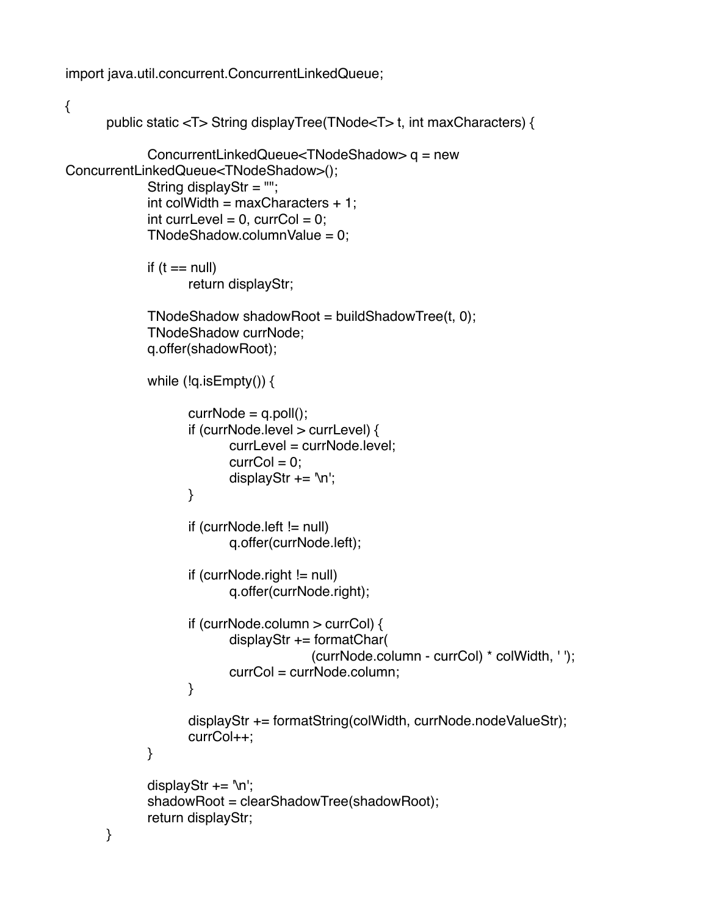```
import java.util.concurrent.ConcurrentLinkedQueue;

{
        public static <T> String displayTree(TNode<T> t, int maxCharacters) {

                ConcurrentLinkedQueue<TNodeShadow> q = new
ConcurrentLinkedQueue<TNodeShadow>();
                String displayStr = "";
                int colWidth = maxCharacters + 1;
                int currLevel = 0, currCol = 0;
                TNodeShadow.columnValue = 0;

                if (t == null)
                        return displayStr;

                TNodeShadow shadowRoot = buildShadowTree(t, 0);
                TNodeShadow currNode;
                q.offer(shadowRoot);

                while (!q.isEmpty()) {

                        currNode = q.poll();
                        if (currNode.level > currLevel) {
                                currLevel = currNode.level;
                                currCol = 0;
                                displayStr += '\n';
                        }

                        if (currNode.left != null)
                                q.offer(currNode.left);

                        if (currNode.right != null)
                                q.offer(currNode.right);

                        if (currNode.column > currCol) {
                                displayStr += formatChar(
                                                (currNode.column - currCol) * colWidth, ' ');
                                currCol = currNode.column;
                        }

                        displayStr += formatString(colWidth, currNode.nodeValueStr);
                        currCol++;
                }

                displayStr += '\n';
                shadowRoot = clearShadowTree(shadowRoot);
                return displayStr;
        }
```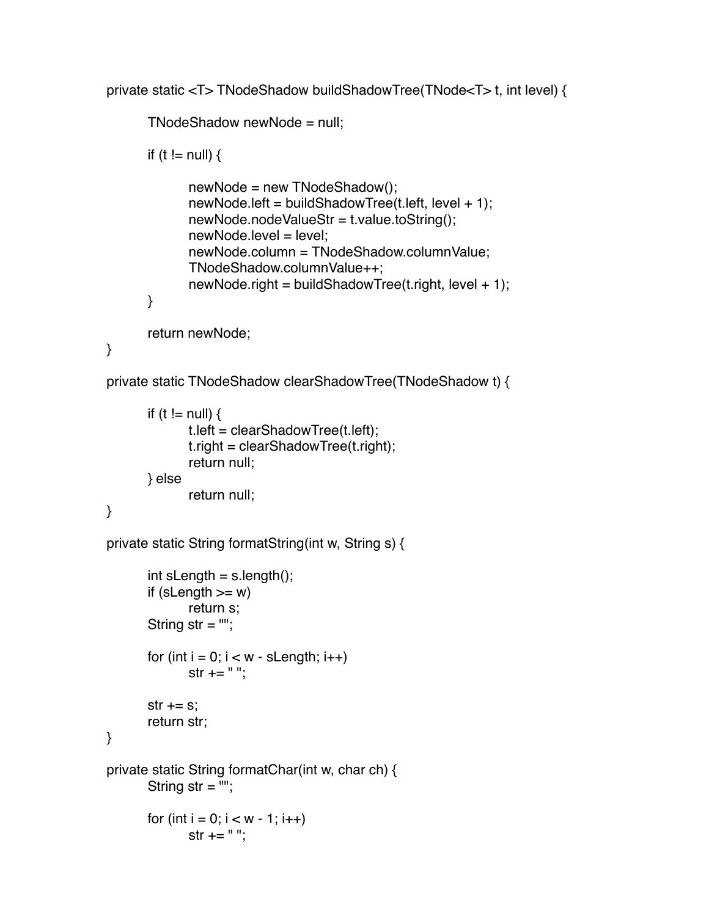```java
private static <T> TNodeShadow buildShadowTree(TNode<T> t, int level) {

        TNodeShadow newNode = null;

        if (t != null) {

                newNode = new TNodeShadow();
                newNode.left = buildShadowTree(t.left, level + 1);
                newNode.nodeValueStr = t.value.toString();
                newNode.level = level;
                newNode.column = TNodeShadow.columnValue;
                TNodeShadow.columnValue++;
                newNode.right = buildShadowTree(t.right, level + 1);
        }

        return newNode;
}

private static TNodeShadow clearShadowTree(TNodeShadow t) {

        if (t != null) {
                t.left = clearShadowTree(t.left);
                t.right = clearShadowTree(t.right);
                return null;
        } else
                return null;
}

private static String formatString(int w, String s) {

        int sLength = s.length();
        if (sLength >= w)
                return s;
        String str = "";

        for (int i = 0; i < w - sLength; i++)
                str += " ";

        str += s;
        return str;
}

private static String formatChar(int w, char ch) {
        String str = "";

        for (int i = 0; i < w - 1; i++)
                str += " ";
```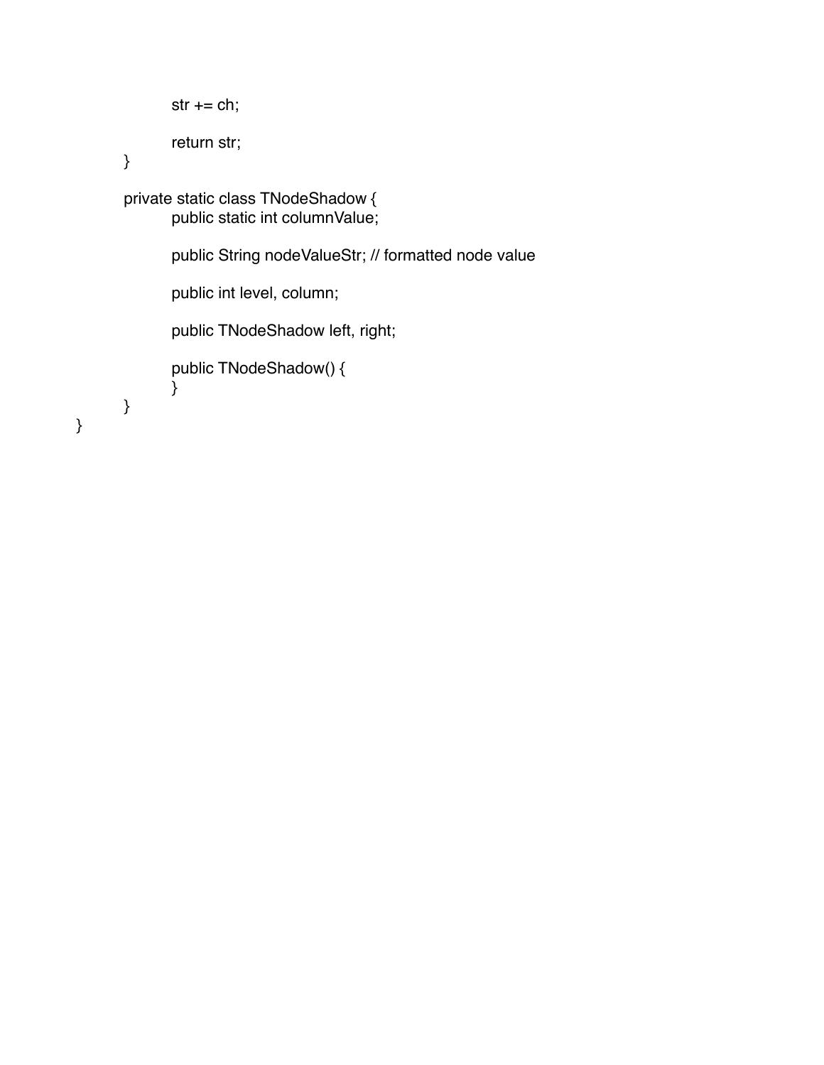```java
			str += ch;

			return str;
		}

		private static class TNodeShadow {
			public static int columnValue;

			public String nodeValueStr; // formatted node value

			public int level, column;

			public TNodeShadow left, right;

			public TNodeShadow() {
			}
		}
}
```